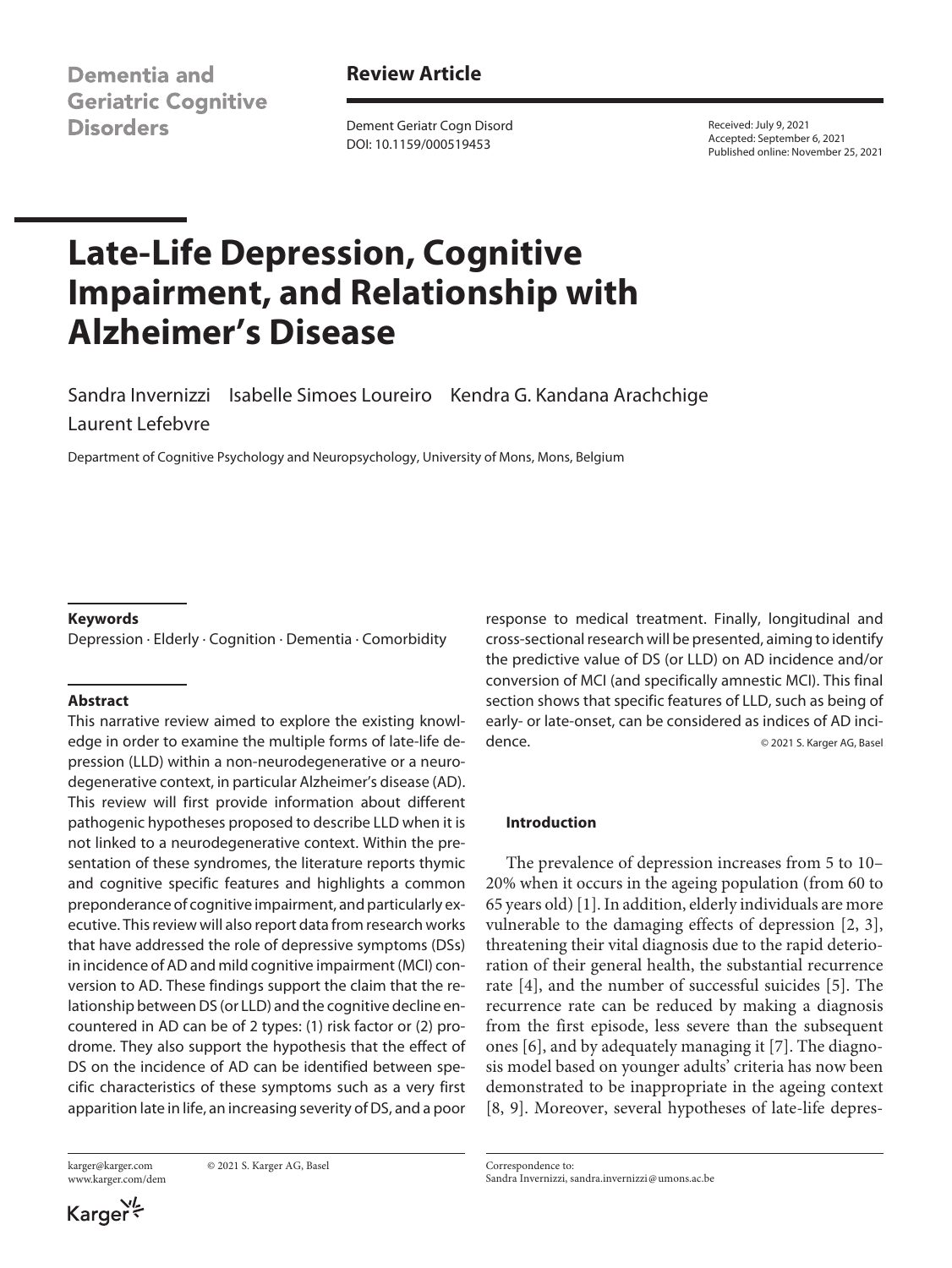Dementia and Geriatric Cognitive Disorders

**Review Article**

Dement Geriatr Cogn Disord
DOI: 10.1159/000519453

Received: July 9, 2021
Accepted: September 6, 2021
Published online: November 25, 2021

# Late-Life Depression, Cognitive Impairment, and Relationship with Alzheimer's Disease

Sandra Invernizzi Isabelle Simoes Loureiro Kendra G. Kandana Arachchige Laurent Lefebvre

Department of Cognitive Psychology and Neuropsychology, University of Mons, Mons, Belgium

**Keywords**

Depression · Elderly · Cognition · Dementia · Comorbidity

**Abstract**

This narrative review aimed to explore the existing knowledge in order to examine the multiple forms of late-life depression (LLD) within a non-neurodegenerative or a neurodegenerative context, in particular Alzheimer's disease (AD). This review will first provide information about different pathogenic hypotheses proposed to describe LLD when it is not linked to a neurodegenerative context. Within the presentation of these syndromes, the literature reports thymic and cognitive specific features and highlights a common preponderance of cognitive impairment, and particularly executive. This review will also report data from research works that have addressed the role of depressive symptoms (DSs) in incidence of AD and mild cognitive impairment (MCI) conversion to AD. These findings support the claim that the relationship between DS (or LLD) and the cognitive decline encountered in AD can be of 2 types: (1) risk factor or (2) prodrome. They also support the hypothesis that the effect of DS on the incidence of AD can be identified between specific characteristics of these symptoms such as a very first apparition late in life, an increasing severity of DS, and a poor response to medical treatment. Finally, longitudinal and cross-sectional research will be presented, aiming to identify the predictive value of DS (or LLD) on AD incidence and/or conversion of MCI (and specifically amnestic MCI). This final section shows that specific features of LLD, such as being of early- or late-onset, can be considered as indices of AD incidence.

© 2021 S. Karger AG, Basel

## Introduction

The prevalence of depression increases from 5 to 10–20% when it occurs in the ageing population (from 60 to 65 years old) [1]. In addition, elderly individuals are more vulnerable to the damaging effects of depression [2, 3], threatening their vital diagnosis due to the rapid deterioration of their general health, the substantial recurrence rate [4], and the number of successful suicides [5]. The recurrence rate can be reduced by making a diagnosis from the first episode, less severe than the subsequent ones [6], and by adequately managing it [7]. The diagnosis model based on younger adults' criteria has now been demonstrated to be inappropriate in the ageing context [8, 9]. Moreover, several hypotheses of late-life depres-

karger@karger.com
www.karger.com/dem

© 2021 S. Karger AG, Basel

Correspondence to:
Sandra Invernizzi, sandra.invernizzi@umons.ac.be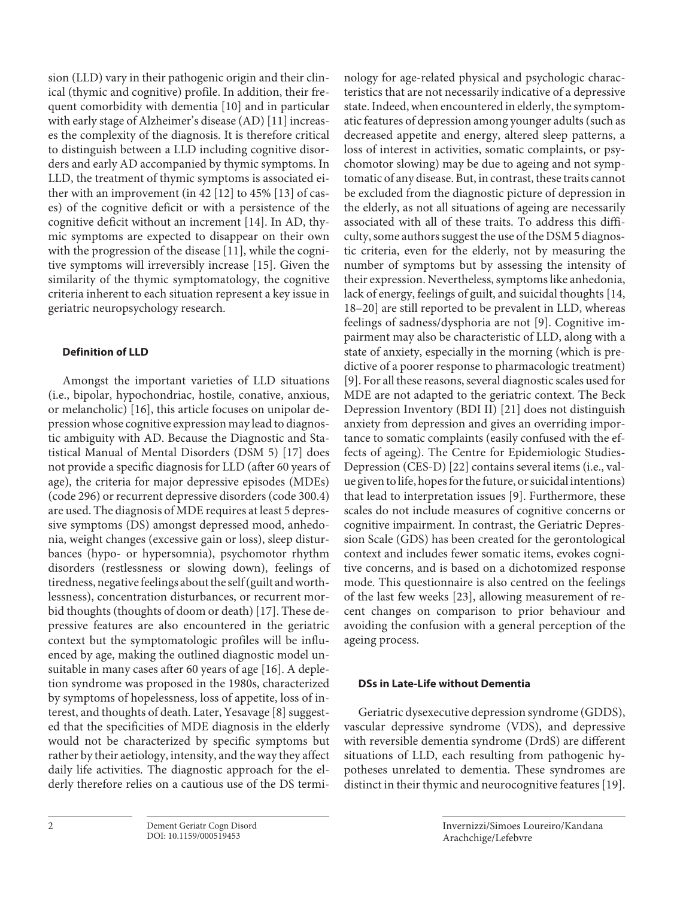sion (LLD) vary in their pathogenic origin and their clinical (thymic and cognitive) profile. In addition, their frequent comorbidity with dementia [10] and in particular with early stage of Alzheimer's disease (AD) [11] increases the complexity of the diagnosis. It is therefore critical to distinguish between a LLD including cognitive disorders and early AD accompanied by thymic symptoms. In LLD, the treatment of thymic symptoms is associated either with an improvement (in 42 [12] to 45% [13] of cases) of the cognitive deficit or with a persistence of the cognitive deficit without an increment [14]. In AD, thymic symptoms are expected to disappear on their own with the progression of the disease [11], while the cognitive symptoms will irreversibly increase [15]. Given the similarity of the thymic symptomatology, the cognitive criteria inherent to each situation represent a key issue in geriatric neuropsychology research.

### Definition of LLD

Amongst the important varieties of LLD situations (i.e., bipolar, hypochondriac, hostile, conative, anxious, or melancholic) [16], this article focuses on unipolar depression whose cognitive expression may lead to diagnostic ambiguity with AD. Because the Diagnostic and Statistical Manual of Mental Disorders (DSM 5) [17] does not provide a specific diagnosis for LLD (after 60 years of age), the criteria for major depressive episodes (MDEs) (code 296) or recurrent depressive disorders (code 300.4) are used. The diagnosis of MDE requires at least 5 depressive symptoms (DS) amongst depressed mood, anhedonia, weight changes (excessive gain or loss), sleep disturbances (hypo- or hypersomnia), psychomotor rhythm disorders (restlessness or slowing down), feelings of tiredness, negative feelings about the self (guilt and worthlessness), concentration disturbances, or recurrent morbid thoughts (thoughts of doom or death) [17]. These depressive features are also encountered in the geriatric context but the symptomatologic profiles will be influenced by age, making the outlined diagnostic model unsuitable in many cases after 60 years of age [16]. A depletion syndrome was proposed in the 1980s, characterized by symptoms of hopelessness, loss of appetite, loss of interest, and thoughts of death. Later, Yesavage [8] suggested that the specificities of MDE diagnosis in the elderly would not be characterized by specific symptoms but rather by their aetiology, intensity, and the way they affect daily life activities. The diagnostic approach for the elderly therefore relies on a cautious use of the DS terminology for age-related physical and psychologic characteristics that are not necessarily indicative of a depressive state. Indeed, when encountered in elderly, the symptomatic features of depression among younger adults (such as decreased appetite and energy, altered sleep patterns, a loss of interest in activities, somatic complaints, or psychomotor slowing) may be due to ageing and not symptomatic of any disease. But, in contrast, these traits cannot be excluded from the diagnostic picture of depression in the elderly, as not all situations of ageing are necessarily associated with all of these traits. To address this difficulty, some authors suggest the use of the DSM 5 diagnostic criteria, even for the elderly, not by measuring the number of symptoms but by assessing the intensity of their expression. Nevertheless, symptoms like anhedonia, lack of energy, feelings of guilt, and suicidal thoughts [14, 18–20] are still reported to be prevalent in LLD, whereas feelings of sadness/dysphoria are not [9]. Cognitive impairment may also be characteristic of LLD, along with a state of anxiety, especially in the morning (which is predictive of a poorer response to pharmacologic treatment) [9]. For all these reasons, several diagnostic scales used for MDE are not adapted to the geriatric context. The Beck Depression Inventory (BDI II) [21] does not distinguish anxiety from depression and gives an overriding importance to somatic complaints (easily confused with the effects of ageing). The Centre for Epidemiologic Studies-Depression (CES-D) [22] contains several items (i.e., value given to life, hopes for the future, or suicidal intentions) that lead to interpretation issues [9]. Furthermore, these scales do not include measures of cognitive concerns or cognitive impairment. In contrast, the Geriatric Depression Scale (GDS) has been created for the gerontological context and includes fewer somatic items, evokes cognitive concerns, and is based on a dichotomized response mode. This questionnaire is also centred on the feelings of the last few weeks [23], allowing measurement of recent changes on comparison to prior behaviour and avoiding the confusion with a general perception of the ageing process.

### DSs in Late-Life without Dementia

Geriatric dysexecutive depression syndrome (GDDS), vascular depressive syndrome (VDS), and depressive with reversible dementia syndrome (DrdS) are different situations of LLD, each resulting from pathogenic hypotheses unrelated to dementia. These syndromes are distinct in their thymic and neurocognitive features [19].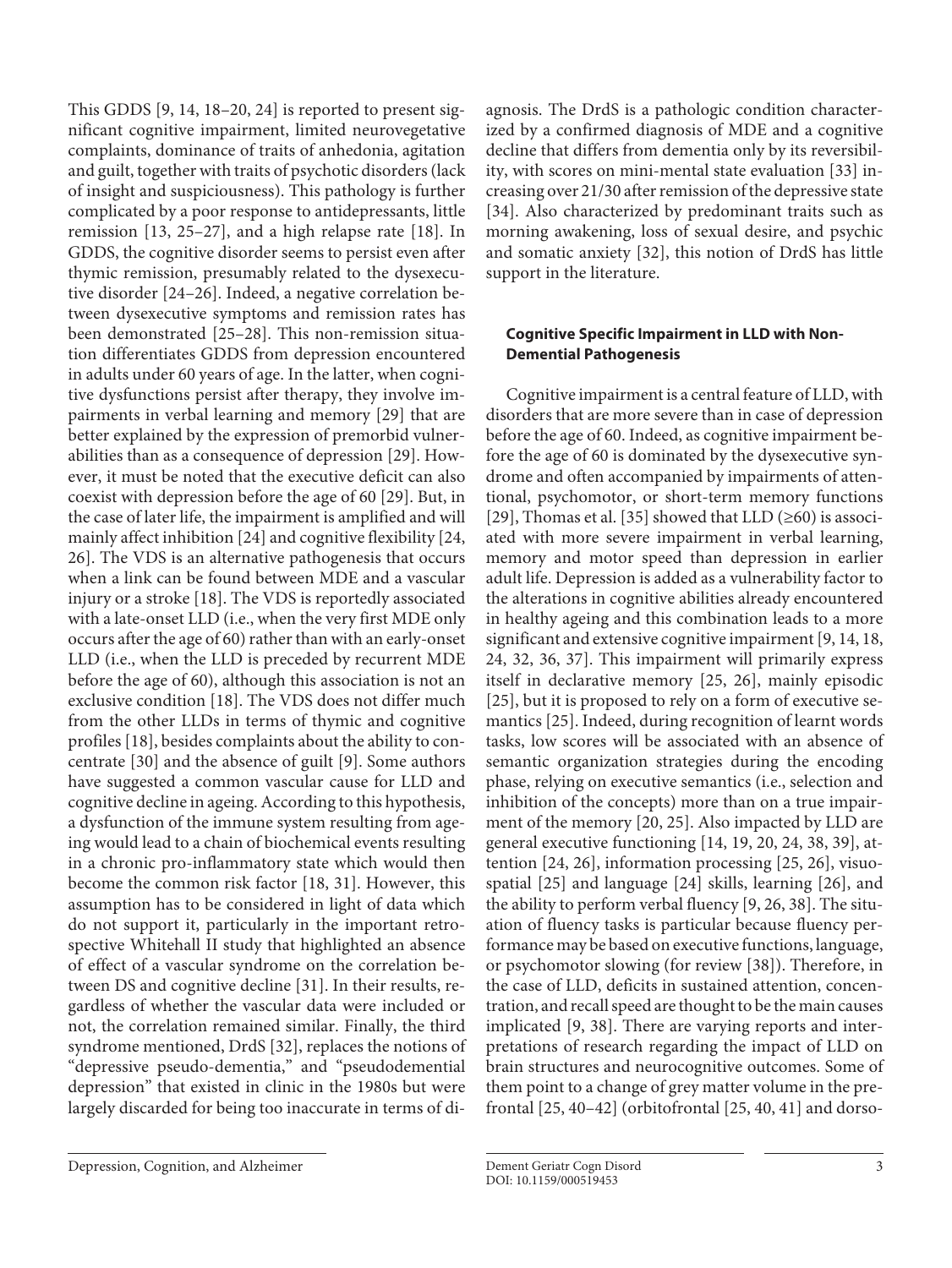This GDDS [9, 14, 18–20, 24] is reported to present significant cognitive impairment, limited neurovegetative complaints, dominance of traits of anhedonia, agitation and guilt, together with traits of psychotic disorders (lack of insight and suspiciousness). This pathology is further complicated by a poor response to antidepressants, little remission [13, 25–27], and a high relapse rate [18]. In GDDS, the cognitive disorder seems to persist even after thymic remission, presumably related to the dysexecutive disorder [24–26]. Indeed, a negative correlation between dysexecutive symptoms and remission rates has been demonstrated [25–28]. This non-remission situation differentiates GDDS from depression encountered in adults under 60 years of age. In the latter, when cognitive dysfunctions persist after therapy, they involve impairments in verbal learning and memory [29] that are better explained by the expression of premorbid vulnerabilities than as a consequence of depression [29]. However, it must be noted that the executive deficit can also coexist with depression before the age of 60 [29]. But, in the case of later life, the impairment is amplified and will mainly affect inhibition [24] and cognitive flexibility [24, 26]. The VDS is an alternative pathogenesis that occurs when a link can be found between MDE and a vascular injury or a stroke [18]. The VDS is reportedly associated with a late-onset LLD (i.e., when the very first MDE only occurs after the age of 60) rather than with an early-onset LLD (i.e., when the LLD is preceded by recurrent MDE before the age of 60), although this association is not an exclusive condition [18]. The VDS does not differ much from the other LLDs in terms of thymic and cognitive profiles [18], besides complaints about the ability to concentrate [30] and the absence of guilt [9]. Some authors have suggested a common vascular cause for LLD and cognitive decline in ageing. According to this hypothesis, a dysfunction of the immune system resulting from ageing would lead to a chain of biochemical events resulting in a chronic pro-inflammatory state which would then become the common risk factor [18, 31]. However, this assumption has to be considered in light of data which do not support it, particularly in the important retrospective Whitehall II study that highlighted an absence of effect of a vascular syndrome on the correlation between DS and cognitive decline [31]. In their results, regardless of whether the vascular data were included or not, the correlation remained similar. Finally, the third syndrome mentioned, DrdS [32], replaces the notions of "depressive pseudo-dementia," and "pseudodemential depression" that existed in clinic in the 1980s but were largely discarded for being too inaccurate in terms of diagnosis. The DrdS is a pathologic condition characterized by a confirmed diagnosis of MDE and a cognitive decline that differs from dementia only by its reversibility, with scores on mini-mental state evaluation [33] increasing over 21/30 after remission of the depressive state [34]. Also characterized by predominant traits such as morning awakening, loss of sexual desire, and psychic and somatic anxiety [32], this notion of DrdS has little support in the literature.

### Cognitive Specific Impairment in LLD with Non-Demential Pathogenesis

Cognitive impairment is a central feature of LLD, with disorders that are more severe than in case of depression before the age of 60. Indeed, as cognitive impairment before the age of 60 is dominated by the dysexecutive syndrome and often accompanied by impairments of attentional, psychomotor, or short-term memory functions [29], Thomas et al. [35] showed that LLD (≥60) is associated with more severe impairment in verbal learning, memory and motor speed than depression in earlier adult life. Depression is added as a vulnerability factor to the alterations in cognitive abilities already encountered in healthy ageing and this combination leads to a more significant and extensive cognitive impairment [9, 14, 18, 24, 32, 36, 37]. This impairment will primarily express itself in declarative memory [25, 26], mainly episodic [25], but it is proposed to rely on a form of executive semantics [25]. Indeed, during recognition of learnt words tasks, low scores will be associated with an absence of semantic organization strategies during the encoding phase, relying on executive semantics (i.e., selection and inhibition of the concepts) more than on a true impairment of the memory [20, 25]. Also impacted by LLD are general executive functioning [14, 19, 20, 24, 38, 39], attention [24, 26], information processing [25, 26], visuospatial [25] and language [24] skills, learning [26], and the ability to perform verbal fluency [9, 26, 38]. The situation of fluency tasks is particular because fluency performance may be based on executive functions, language, or psychomotor slowing (for review [38]). Therefore, in the case of LLD, deficits in sustained attention, concentration, and recall speed are thought to be the main causes implicated [9, 38]. There are varying reports and interpretations of research regarding the impact of LLD on brain structures and neurocognitive outcomes. Some of them point to a change of grey matter volume in the prefrontal [25, 40–42] (orbitofrontal [25, 40, 41] and dorso-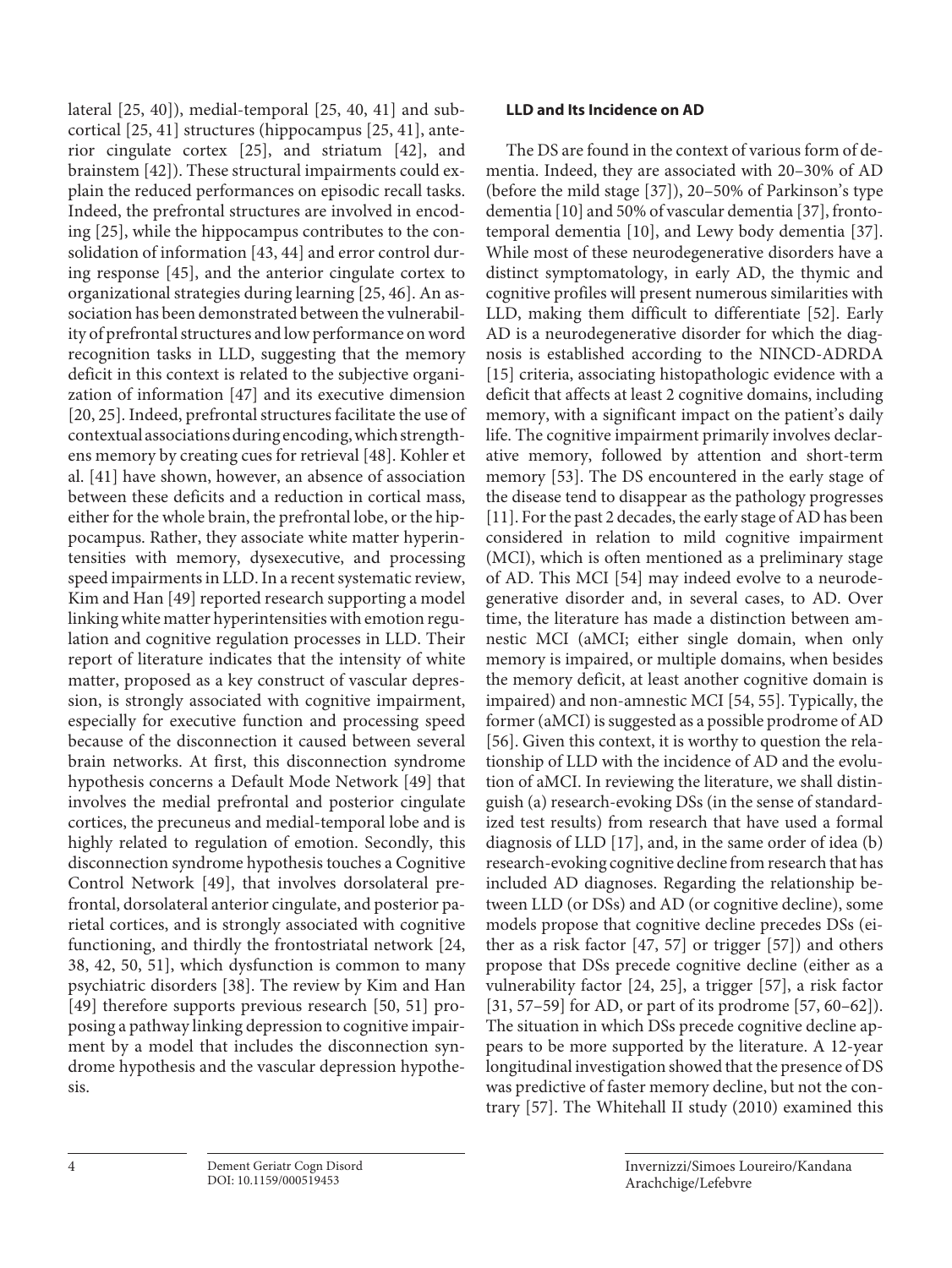lateral [25, 40]), medial-temporal [25, 40, 41] and subcortical [25, 41] structures (hippocampus [25, 41], anterior cingulate cortex [25], and striatum [42], and brainstem [42]). These structural impairments could explain the reduced performances on episodic recall tasks. Indeed, the prefrontal structures are involved in encoding [25], while the hippocampus contributes to the consolidation of information [43, 44] and error control during response [45], and the anterior cingulate cortex to organizational strategies during learning [25, 46]. An association has been demonstrated between the vulnerability of prefrontal structures and low performance on word recognition tasks in LLD, suggesting that the memory deficit in this context is related to the subjective organization of information [47] and its executive dimension [20, 25]. Indeed, prefrontal structures facilitate the use of contextual associations during encoding, which strengthens memory by creating cues for retrieval [48]. Kohler et al. [41] have shown, however, an absence of association between these deficits and a reduction in cortical mass, either for the whole brain, the prefrontal lobe, or the hippocampus. Rather, they associate white matter hyperintensities with memory, dysexecutive, and processing speed impairments in LLD. In a recent systematic review, Kim and Han [49] reported research supporting a model linking white matter hyperintensities with emotion regulation and cognitive regulation processes in LLD. Their report of literature indicates that the intensity of white matter, proposed as a key construct of vascular depression, is strongly associated with cognitive impairment, especially for executive function and processing speed because of the disconnection it caused between several brain networks. At first, this disconnection syndrome hypothesis concerns a Default Mode Network [49] that involves the medial prefrontal and posterior cingulate cortices, the precuneus and medial-temporal lobe and is highly related to regulation of emotion. Secondly, this disconnection syndrome hypothesis touches a Cognitive Control Network [49], that involves dorsolateral prefrontal, dorsolateral anterior cingulate, and posterior parietal cortices, and is strongly associated with cognitive functioning, and thirdly the frontostriatal network [24, 38, 42, 50, 51], which dysfunction is common to many psychiatric disorders [38]. The review by Kim and Han [49] therefore supports previous research [50, 51] proposing a pathway linking depression to cognitive impairment by a model that includes the disconnection syndrome hypothesis and the vascular depression hypothesis.

#### LLD and Its Incidence on AD

The DS are found in the context of various form of dementia. Indeed, they are associated with 20–30% of AD (before the mild stage [37]), 20–50% of Parkinson's type dementia [10] and 50% of vascular dementia [37], frontotemporal dementia [10], and Lewy body dementia [37]. While most of these neurodegenerative disorders have a distinct symptomatology, in early AD, the thymic and cognitive profiles will present numerous similarities with LLD, making them difficult to differentiate [52]. Early AD is a neurodegenerative disorder for which the diagnosis is established according to the NINCD-ADRDA [15] criteria, associating histopathologic evidence with a deficit that affects at least 2 cognitive domains, including memory, with a significant impact on the patient's daily life. The cognitive impairment primarily involves declarative memory, followed by attention and short-term memory [53]. The DS encountered in the early stage of the disease tend to disappear as the pathology progresses [11]. For the past 2 decades, the early stage of AD has been considered in relation to mild cognitive impairment (MCI), which is often mentioned as a preliminary stage of AD. This MCI [54] may indeed evolve to a neurodegenerative disorder and, in several cases, to AD. Over time, the literature has made a distinction between amnestic MCI (aMCI; either single domain, when only memory is impaired, or multiple domains, when besides the memory deficit, at least another cognitive domain is impaired) and non-amnestic MCI [54, 55]. Typically, the former (aMCI) is suggested as a possible prodrome of AD [56]. Given this context, it is worthy to question the relationship of LLD with the incidence of AD and the evolution of aMCI. In reviewing the literature, we shall distinguish (a) research-evoking DSs (in the sense of standardized test results) from research that have used a formal diagnosis of LLD [17], and, in the same order of idea (b) research-evoking cognitive decline from research that has included AD diagnoses. Regarding the relationship between LLD (or DSs) and AD (or cognitive decline), some models propose that cognitive decline precedes DSs (either as a risk factor [47, 57] or trigger [57]) and others propose that DSs precede cognitive decline (either as a vulnerability factor [24, 25], a trigger [57], a risk factor [31, 57–59] for AD, or part of its prodrome [57, 60–62]). The situation in which DSs precede cognitive decline appears to be more supported by the literature. A 12-year longitudinal investigation showed that the presence of DS was predictive of faster memory decline, but not the contrary [57]. The Whitehall II study (2010) examined this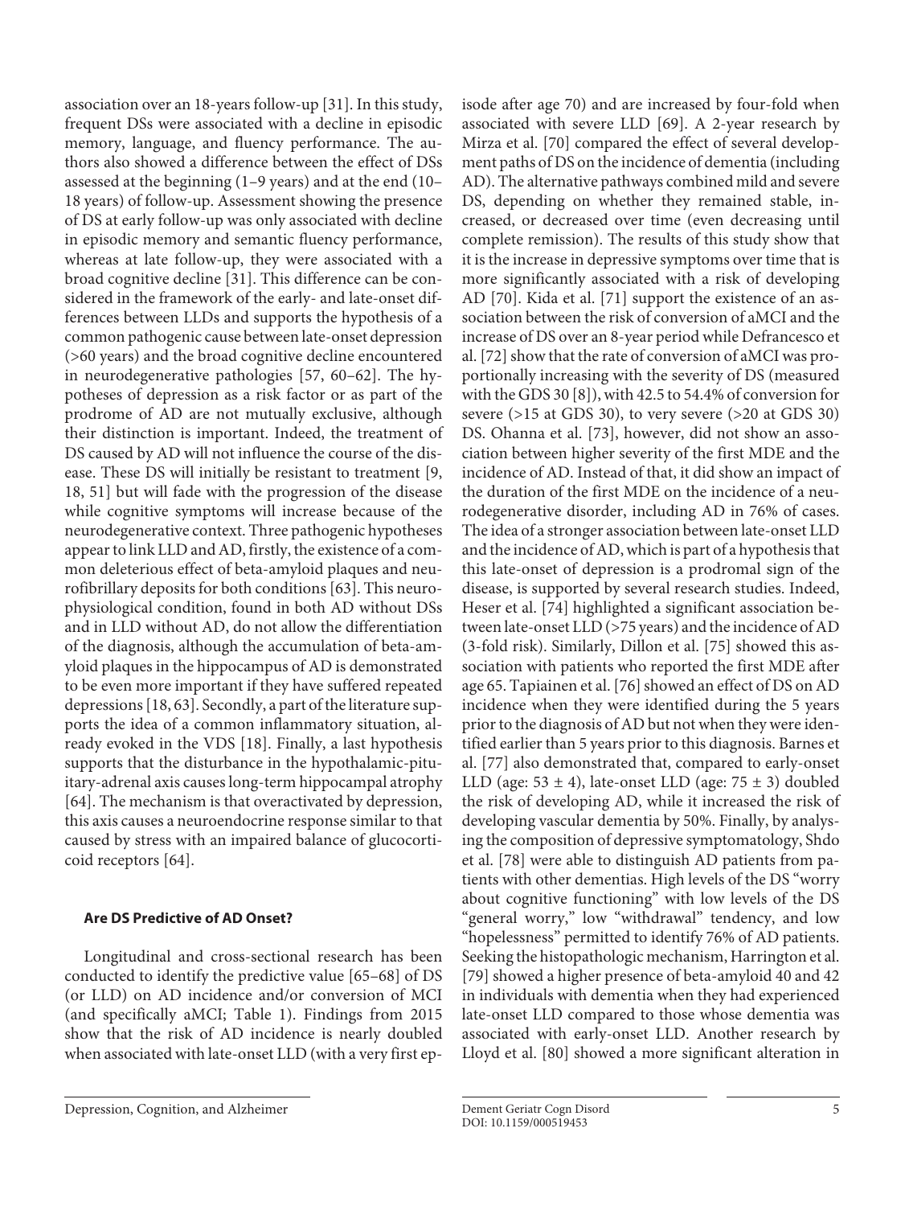association over an 18-years follow-up [31]. In this study, frequent DSs were associated with a decline in episodic memory, language, and fluency performance. The authors also showed a difference between the effect of DSs assessed at the beginning (1–9 years) and at the end (10–18 years) of follow-up. Assessment showing the presence of DS at early follow-up was only associated with decline in episodic memory and semantic fluency performance, whereas at late follow-up, they were associated with a broad cognitive decline [31]. This difference can be considered in the framework of the early- and late-onset differences between LLDs and supports the hypothesis of a common pathogenic cause between late-onset depression (>60 years) and the broad cognitive decline encountered in neurodegenerative pathologies [57, 60–62]. The hypotheses of depression as a risk factor or as part of the prodrome of AD are not mutually exclusive, although their distinction is important. Indeed, the treatment of DS caused by AD will not influence the course of the disease. These DS will initially be resistant to treatment [9, 18, 51] but will fade with the progression of the disease while cognitive symptoms will increase because of the neurodegenerative context. Three pathogenic hypotheses appear to link LLD and AD, firstly, the existence of a common deleterious effect of beta-amyloid plaques and neurofibrillary deposits for both conditions [63]. This neurophysiological condition, found in both AD without DSs and in LLD without AD, do not allow the differentiation of the diagnosis, although the accumulation of beta-amyloid plaques in the hippocampus of AD is demonstrated to be even more important if they have suffered repeated depressions [18, 63]. Secondly, a part of the literature supports the idea of a common inflammatory situation, already evoked in the VDS [18]. Finally, a last hypothesis supports that the disturbance in the hypothalamic-pituitary-adrenal axis causes long-term hippocampal atrophy [64]. The mechanism is that overactivated by depression, this axis causes a neuroendocrine response similar to that caused by stress with an impaired balance of glucocorticoid receptors [64].

### Are DS Predictive of AD Onset?

Longitudinal and cross-sectional research has been conducted to identify the predictive value [65–68] of DS (or LLD) on AD incidence and/or conversion of MCI (and specifically aMCI; Table 1). Findings from 2015 show that the risk of AD incidence is nearly doubled when associated with late-onset LLD (with a very first episode after age 70) and are increased by four-fold when associated with severe LLD [69]. A 2-year research by Mirza et al. [70] compared the effect of several development paths of DS on the incidence of dementia (including AD). The alternative pathways combined mild and severe DS, depending on whether they remained stable, increased, or decreased over time (even decreasing until complete remission). The results of this study show that it is the increase in depressive symptoms over time that is more significantly associated with a risk of developing AD [70]. Kida et al. [71] support the existence of an association between the risk of conversion of aMCI and the increase of DS over an 8-year period while Defrancesco et al. [72] show that the rate of conversion of aMCI was proportionally increasing with the severity of DS (measured with the GDS 30 [8]), with 42.5 to 54.4% of conversion for severe (>15 at GDS 30), to very severe (>20 at GDS 30) DS. Ohanna et al. [73], however, did not show an association between higher severity of the first MDE and the incidence of AD. Instead of that, it did show an impact of the duration of the first MDE on the incidence of a neurodegenerative disorder, including AD in 76% of cases. The idea of a stronger association between late-onset LLD and the incidence of AD, which is part of a hypothesis that this late-onset of depression is a prodromal sign of the disease, is supported by several research studies. Indeed, Heser et al. [74] highlighted a significant association between late-onset LLD (>75 years) and the incidence of AD (3-fold risk). Similarly, Dillon et al. [75] showed this association with patients who reported the first MDE after age 65. Tapiainen et al. [76] showed an effect of DS on AD incidence when they were identified during the 5 years prior to the diagnosis of AD but not when they were identified earlier than 5 years prior to this diagnosis. Barnes et al. [77] also demonstrated that, compared to early-onset LLD (age: 53 ± 4), late-onset LLD (age: 75 ± 3) doubled the risk of developing AD, while it increased the risk of developing vascular dementia by 50%. Finally, by analysing the composition of depressive symptomatology, Shdo et al. [78] were able to distinguish AD patients from patients with other dementias. High levels of the DS "worry about cognitive functioning" with low levels of the DS "general worry," low "withdrawal" tendency, and low "hopelessness" permitted to identify 76% of AD patients. Seeking the histopathologic mechanism, Harrington et al. [79] showed a higher presence of beta-amyloid 40 and 42 in individuals with dementia when they had experienced late-onset LLD compared to those whose dementia was associated with early-onset LLD. Another research by Lloyd et al. [80] showed a more significant alteration in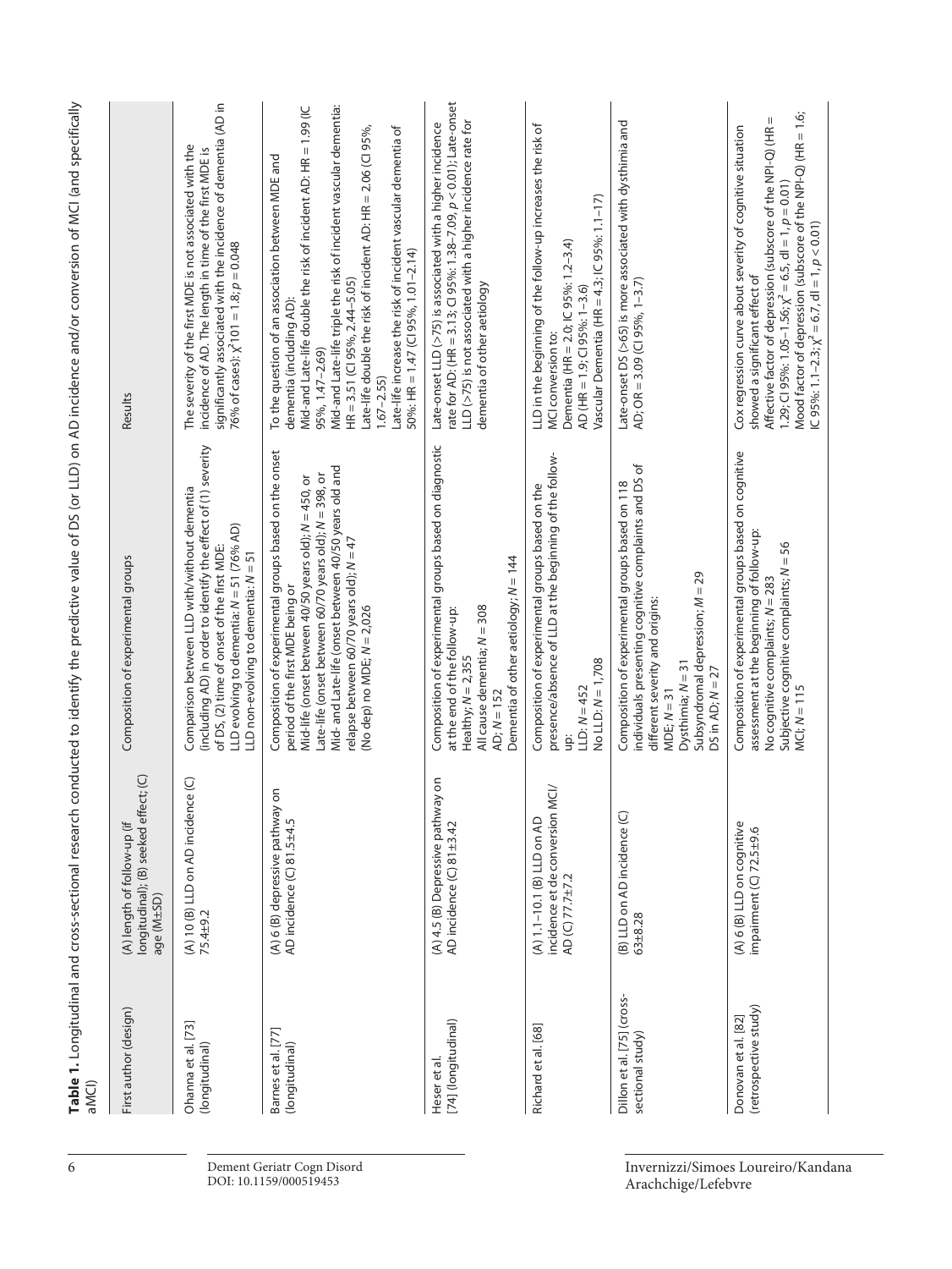**Table 1.** Longitudinal and cross-sectional research conducted to identify the predictive value of DS (or LLD) on AD incidence and/or conversion of MCI (and specifically aMCI)

| First author (design) | (A) length of follow-up (if longitudinal); (B) seeked effect; (C) age (M±SD) | Composition of experimental groups | Results |
|---|---|---|---|
| Ohanna et al. [73] (longitudinal) | (A) 10 (B) LLD on AD incidence (C) 75.4±9.2 | Comparison between LLD with/without dementia (including AD) in order to identify the effect of (1) severity of DS, (2) time of onset of the first MDE:<br>LLD evolving to dementia: $N = 51$ (76% AD)<br>LLD non-evolving to dementia: $N = 51$ | The severity of the first MDE is not associated with the incidence of AD. The length in time of the first MDE is significantly associated with the incidence of dementia (AD in 76% of cases): $\chi^2 101 = 1.8$; $p = 0.048$ |
| Barnes et al. [77] (longitudinal) | (A) 6 (B) depressive pathway on AD incidence (C) 81.5±4.5 | Composition of experimental groups based on the onset period of the first MDE being or<br>Mid-life (onset between 40/50 years old); $N = 450$, or<br>Late-life (onset between 60/70 years old); $N = 398$, or<br>Mid- and Late-life (onset between 40/50 years old and relapse between 60/70 years old); $N = 47$<br>(No dep) no MDE; $N = 2,026$ | To the question of an association between MDE and dementia (including AD):<br>Mid-and Late-life double the risk of incident AD: HR = 1.99 (IC 95%, 1.47–2.69)<br>Mid-and Late-life triple the risk of incident vascular dementia: HR = 3.51 (CI 95%, 2.44–5.05)<br>Late-life double the risk of incident AD: HR = 2.06 (CI 95%, 1.67–2.55)<br>Late-life increase the risk of incident vascular dementia of 50%: HR = 1.47 (CI 95%, 1.01–2.14) |
| Heser et al. [74] (longitudinal) | (A) 4.5 (B) Depressive pathway on AD incidence (C) 81±3.42 | Composition of experimental groups based on diagnostic at the end of the follow-up:<br>Healthy; $N = 2,355$<br>All cause dementia; $N = 308$<br>AD; $N = 152$<br>Dementia of other aetiology; $N = 144$ | Late-onset LLD (>75) is associated with a higher incidence rate for AD: (HR = 3.13; CI 95%: 1.38–7.09, $p < 0.01$); Late-onset LLD (>75) is not associated with a higher incidence rate for dementia of other aetiology |
| Richard et al. [68] | (A) 1.1–10.1 (B) LLD on AD incidence et de conversion MCI/AD (C) 77.7±7.2 | Composition of experimental groups based on the presence/absence of LLD at the beginning of the follow-up:<br>LLD: $N = 452$<br>No LLD: $N = 1,708$ | LLD in the beginning of the follow-up increases the risk of MCI conversion to:<br>Dementia (HR = 2.0; IC 95%: 1.2–3.4)<br>AD (HR = 1.9; CI 95%: 1–3.6)<br>Vascular Dementia (HR = 4.3; IC 95%: 1.1–17) |
| Dillon et al. [75] (cross-sectional study) | (B) LLD on AD incidence (C) 63±8.28 | Composition of experimental groups based on 118 individuals presenting cognitive complaints and DS of different severity and origins:<br>MDE; $N = 31$<br>Dysthimia; $N = 31$<br>Subsyndromal depression; $M = 29$<br>DS in AD; $N = 27$ | Late-onset DS (>65) is more associated with dysthimia and AD; OR = 3.09 (CI 95%, 1–3.7) |
| Donovan et al. [82] (retrospective study) | (A) 6 (B) LLD on cognitive impairment (C) 72.5±9.6 | Composition of experimental groups based on cognitive assessment at the beginning of follow-up:<br>No cognitive complaints; $N = 283$<br>Subjective cognitive complaints; $N = 56$<br>MCI; $N = 115$ | Cox regression curve about severity of cognitive situation showed a significant effect of<br>Affective factor of depression (subscore of the NPI-Q) (HR = 1.29; CI 95%: 1.05–1.56; $\chi^2 = 6.5$, dl = 1, $p = 0.01$)<br>Mood factor of depression (subscore of the NPI-Q) (HR = 1.6; IC 95%: 1.1–2.3; $\chi^2 = 6.7$, dl = 1, $p < 0.01$) |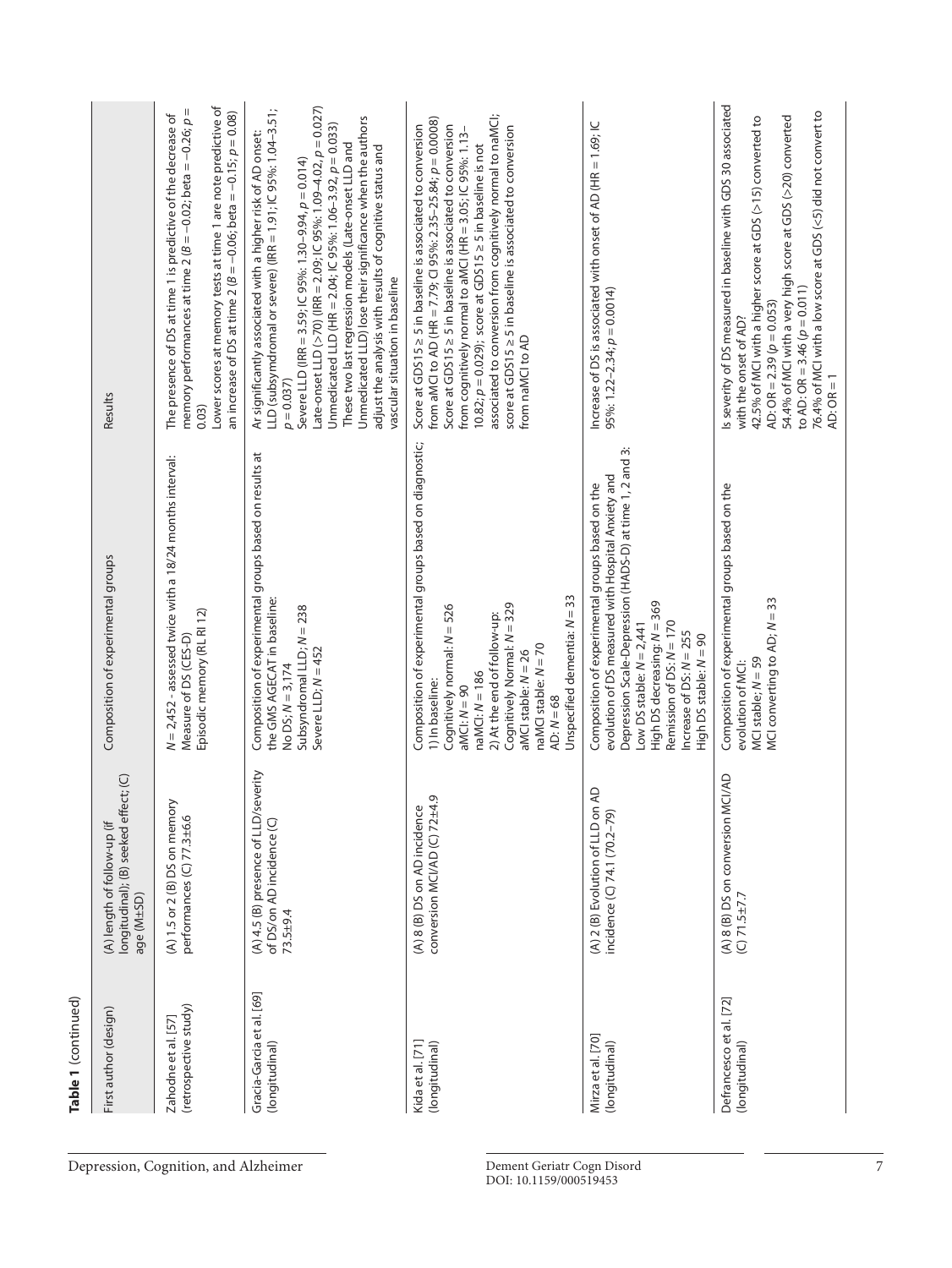**Table 1** (continued)

| First author (design) | (A) length of follow-up (if longitudinal); (B) seeked effect; (C) age (M±SD) | Composition of experimental groups | Results |
|---|---|---|---|
| Zahodne et al. [57] (retrospective study) | (A) 1.5 or 2 (B) DS on memory performances (C) 77.3±6.6 | $N = 2,452$ - assessed twice with a 18/24 months interval: Measure of DS (CES-D) Episodic memory (RL RI 12) | The presence of DS at time 1 is predictive of the decrease of memory performances at time 2 ($B = -0.02$; beta $= -0.26$; $p = 0.03$) Lower scores at memory tests at time 1 are note predictive of an increase of DS at time 2 ($B = -0.06$; beta $= -0.15$; $p = 0.08$) |
| Gracia-García et al. [69] (longitudinal) | (A) 4.5 (B) presence of LLD/severity of DS/on AD incidence (C) 73.5±9.4 | Composition of experimental groups based on results at the GMS AGECAT in baseline: No DS; $N = 3,174$ Subsyndromal LLD; $N = 238$ Severe LLD; $N = 452$ | Ar significantly associated with a higher risk of AD onset: LLD (subsymdromal or severe) (IRR = 1.91; IC 95%: 1.04–3.51; $p = 0.037$) Severe LLD (IRR = 3.59; IC 95%: 1.30–9.94, $p = 0.014$) Late-onset LLD (>70) (IRR = 2.09; IC 95%: 1.09–4.02, $p = 0.027$) Unmedicated LLD (HR = 2.04; IC 95%: 1.06–3.92, $p = 0.033$) These two last regression models (Late-onset LLD and Unmedicated LLD) lose their significance when the authors adjust the analysis with results of cognitive status and vascular situation in baseline |
| Kida et al. [71] (longitudinal) | (A) 8 (B) DS on AD incidence conversion MCI/AD (C) 72±4.9 | Composition of experimental groups based on diagnostic; 1) In baseline: Cognitively normal: $N = 526$ aMCI: $N = 90$ naMCI: $N = 186$ 2) At the end of follow-up: Cognitively Normal: $N = 329$ aMCI stable: $N = 26$ naMCI stable: $N = 70$ AD: $N = 68$ Unspecified dementia: $N = 33$ | Score at GDS15 ≥ 5 in baseline is associated to conversion from aMCI to AD (HR = 7.79; CI 95%: 2.35–25.84; $p = 0.0008$) Score at GDS15 ≥ 5 in baseline is associated to conversion from cognitively normal to aMCI (HR = 3.05; IC 95%: 1.13–10.82; $p = 0.029$); score at GDS15 ≥ 5 in baseline is not associated to conversion from cognitively normal to naMCI; score at GDS15 ≥ 5 in baseline is associated to conversion from naMCI to AD |
| Mirza et al. [70] (longitudinal) | (A) 2 (B) Evolution of LLD on AD incidence (C) 74.1 (70.2–79) | Composition of experimental groups based on the evolution of DS measured with Hospital Anxiety and Depression Scale-Depression (HADS-D) at time 1, 2 and 3: Low DS stable: $N = 2,441$ High DS decreasing: $N = 369$ Remission of DS: $N = 170$ Increase of DS: $N = 255$ High DS stable: $N = 90$ | Increase of DS is associated with onset of AD (HR = 1.69; IC 95%: 1.22–2.34; $p = 0.0014$) |
| Defrancesco et al. [72] (longitudinal) | (A) 8 (B) DS on conversion MCI/AD (C) 71.5±7.7 | Composition of experimental groups based on the evolution of MCI: MCI stable; $N = 59$ MCI converting to AD; $N = 33$ | Is severity of DS measured in baseline with GDS 30 associated with the onset of AD? 42.5% of MCI with a higher score at GDS (>15) converted to AD: OR = 2.39 ($p = 0.053$) 54.4% of MCI with a very high score at GDS (>20) converted to AD: OR = 3.46 ($p = 0.011$) 76.4% of MCI with a low score at GDS (<5) did not convert to AD: OR = 1 |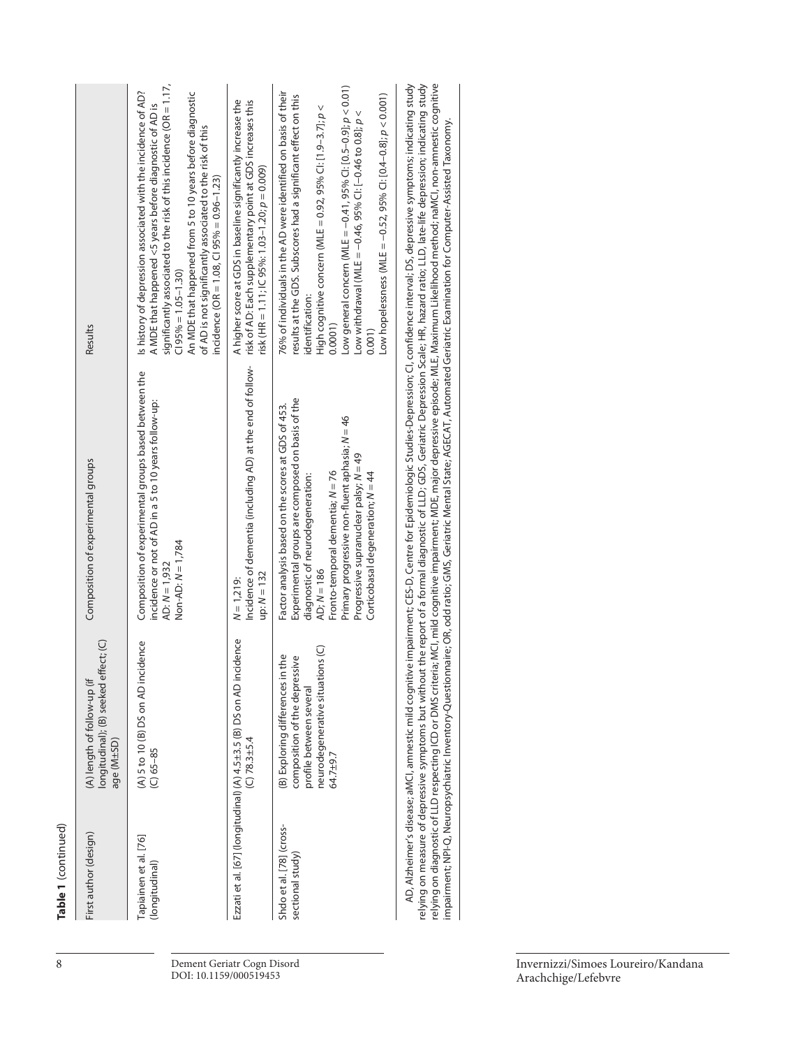**Table 1** (continued)

| First author (design) | (A) length of follow-up (if longitudinal); (B) seeked effect; (C) age (M±SD) | Composition of experimental groups | Results |
|---|---|---|---|
| Tapiainen et al. [76] (longitudinal) | (A) 5 to 10 (B) DS on AD incidence (C) 65–85 | Composition of experimental groups based between the incidence or not of AD in a 5 to 10 years follow-up: AD: $N = 1,932$ Non-AD: $N = 1,784$ | Is history of depression associated with the incidence of AD? A MDE that happened <5 years before diagnostic of AD is significantly associated to the risk of this incidence (OR = 1.17, CI 95% = 1.05–1.30) An MDE that happened from 5 to 10 years before diagnostic of AD is not significantly associated to the risk of this incidence (OR = 1.08, CI 95% = 0.96–1.23) |
| Ezzati et al. [67] (longitudinal) | (A) 4.5±3.5 (B) DS on AD incidence (C) 78.3±5.4 | $N = 1,219$: Incidence of dementia (including AD) at the end of follow-up: $N = 132$ | A higher score at GDS in baseline significantly increase the risk of AD: Each supplementary point at GDS increases this risk (HR = 1.11; IC 95%: 1.03–1.20; $p = 0.009$) |
| Shdo et al. [78] (cross-sectional study) | (B) Exploring differences in the composition of the depressive profile between several neurodegenerative situations (C) 64.7±9.7 | Factor analysis based on the scores at GDS of 453. Experimental groups are composed on basis of the diagnostic of neurodegeneration: AD; $N = 186$ Fronto-temporal dementia; $N = 76$ Primary progressive non-fluent aphasia; $N = 46$ Progressive supranuclear palsy; $N = 49$ Corticobasal degeneration; $N = 44$ | 76% of individuals in the AD were identified on basis of their results at the GDS. Subscores had a significant effect on this identification: High cognitive concern (MLE = 0.92, 95% CI: [1.9–3.7]; $p < 0.0001$) Low general concern (MLE = −0.41, 95% CI: [0.5–0.9]; $p < 0.01$) Low withdrawal (MLE = −0.46, 95% CI: [−0.46 to 0.8]; $p < 0.001$) Low hopelessness (MLE = −0.52, 95% CI: [0.4–0.8]; $p < 0.001$) |

AD, Alzheimer's disease; aMCI, amnestic mild cognitive impairment; CES-D, Centre for Epidemiologic Studies-Depression; CI, confidence interval; DS, depressive symptoms; indicating study relying on measure of depressive symptoms but without the report of a formal diagnostic of LLD; GDS, Geriatric Depression Scale; HR, hazard ratio; LLD, late-life depression; indicating study relying on diagnostic of LLD respecting ICD or DMS criteria; MCI, mild cognitive impairment; MDE, major depressive episode; MLE, Maximum Likelihood method; naMCI, non-amnestic cognitive impairment; NPI-Q, Neuropsychiatric Inventory-Questionnaire; OR, odd ratio; GMS, Geriatric Mental State; AGECAT, Automated Geriatric Examination for Computer-Assisted Taxonomy.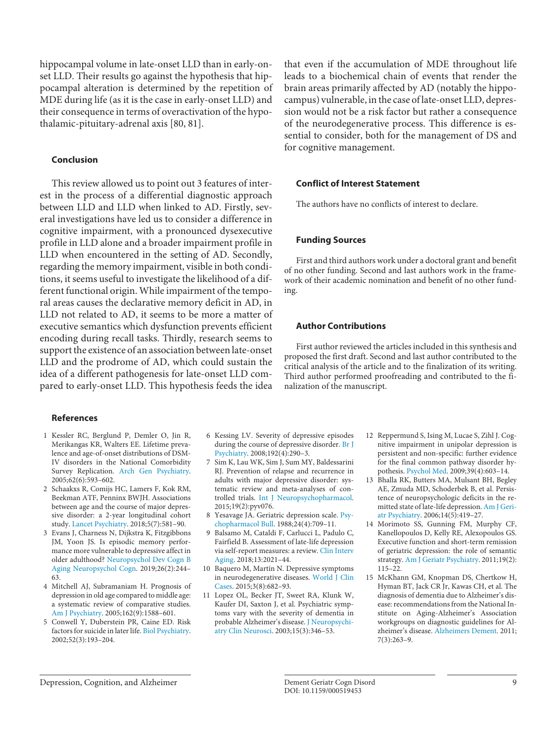hippocampal volume in late-onset LLD than in early-onset LLD. Their results go against the hypothesis that hippocampal alteration is determined by the repetition of MDE during life (as it is the case in early-onset LLD) and their consequence in terms of overactivation of the hypothalamic-pituitary-adrenal axis [80, 81].

## Conclusion

This review allowed us to point out 3 features of interest in the process of a differential diagnostic approach between LLD and LLD when linked to AD. Firstly, several investigations have led us to consider a difference in cognitive impairment, with a pronounced dysexecutive profile in LLD alone and a broader impairment profile in LLD when encountered in the setting of AD. Secondly, regarding the memory impairment, visible in both conditions, it seems useful to investigate the likelihood of a different functional origin. While impairment of the temporal areas causes the declarative memory deficit in AD, in LLD not related to AD, it seems to be more a matter of executive semantics which dysfunction prevents efficient encoding during recall tasks. Thirdly, research seems to support the existence of an association between late-onset LLD and the prodrome of AD, which could sustain the idea of a different pathogenesis for late-onset LLD compared to early-onset LLD. This hypothesis feeds the idea that even if the accumulation of MDE throughout life leads to a biochemical chain of events that render the brain areas primarily affected by AD (notably the hippocampus) vulnerable, in the case of late-onset LLD, depression would not be a risk factor but rather a consequence of the neurodegenerative process. This difference is essential to consider, both for the management of DS and for cognitive management.

## Conflict of Interest Statement

The authors have no conflicts of interest to declare.

## Funding Sources

First and third authors work under a doctoral grant and benefit of no other funding. Second and last authors work in the framework of their academic nomination and benefit of no other funding.

## Author Contributions

First author reviewed the articles included in this synthesis and proposed the first draft. Second and last author contributed to the critical analysis of the article and to the finalization of its writing. Third author performed proofreading and contributed to the finalization of the manuscript.

## References

1. Kessler RC, Berglund P, Demler O, Jin R, Merikangas KR, Walters EE. Lifetime prevalence and age-of-onset distributions of DSM-IV disorders in the National Comorbidity Survey Replication. Arch Gen Psychiatry. 2005;62(6):593–602.
2. Schaakxs R, Comijs HC, Lamers F, Kok RM, Beekman ATF, Penninx BWJH. Associations between age and the course of major depressive disorder: a 2-year longitudinal cohort study. Lancet Psychiatry. 2018;5(7):581–90.
3. Evans J, Charness N, Dijkstra K, Fitzgibbons JM, Yoon JS. Is episodic memory performance more vulnerable to depressive affect in older adulthood? Neuropsychol Dev Cogn B Aging Neuropsychol Cogn. 2019;26(2):244–63.
4. Mitchell AJ, Subramaniam H. Prognosis of depression in old age compared to middle age: a systematic review of comparative studies. Am J Psychiatry. 2005;162(9):1588–601.
5. Conwell Y, Duberstein PR, Caine ED. Risk factors for suicide in later life. Biol Psychiatry. 2002;52(3):193–204.
6. Kessing LV. Severity of depressive episodes during the course of depressive disorder. Br J Psychiatry. 2008;192(4):290–3.
7. Sim K, Lau WK, Sim J, Sum MY, Baldessarini RJ. Prevention of relapse and recurrence in adults with major depressive disorder: systematic review and meta-analyses of controlled trials. Int J Neuropsychopharmacol. 2015;19(2):pyv076.
8. Yesavage JA. Geriatric depression scale. Psychopharmacol Bull. 1988;24(4):709–11.
9. Balsamo M, Cataldi F, Carlucci L, Padulo C, Fairfield B. Assessment of late-life depression via self-report measures: a review. Clin Interv Aging. 2018;13:2021–44.
10. Baquero M, Martín N. Depressive symptoms in neurodegenerative diseases. World J Clin Cases. 2015;3(8):682–93.
11. Lopez OL, Becker JT, Sweet RA, Klunk W, Kaufer DI, Saxton J, et al. Psychiatric symptoms vary with the severity of dementia in probable Alzheimer's disease. J Neuropsychiatry Clin Neurosci. 2003;15(3):346–53.
12. Reppermund S, Ising M, Lucae S, Zihl J. Cognitive impairment in unipolar depression is persistent and non-specific: further evidence for the final common pathway disorder hypothesis. Psychol Med. 2009;39(4):603–14.
13. Bhalla RK, Butters MA, Mulsant BH, Begley AE, Zmuda MD, Schoderbek B, et al. Persistence of neuropsychologic deficits in the remitted state of late-life depression. Am J Geriatr Psychiatry. 2006;14(5):419–27.
14. Morimoto SS, Gunning FM, Murphy CF, Kanellopoulos D, Kelly RE, Alexopoulos GS. Executive function and short-term remission of geriatric depression: the role of semantic strategy. Am J Geriatr Psychiatry. 2011;19(2):115–22.
15. McKhann GM, Knopman DS, Chertkow H, Hyman BT, Jack CR Jr, Kawas CH, et al. The diagnosis of dementia due to Alzheimer's disease: recommendations from the National Institute on Aging-Alzheimer's Association workgroups on diagnostic guidelines for Alzheimer's disease. Alzheimers Dement. 2011;7(3):263–9.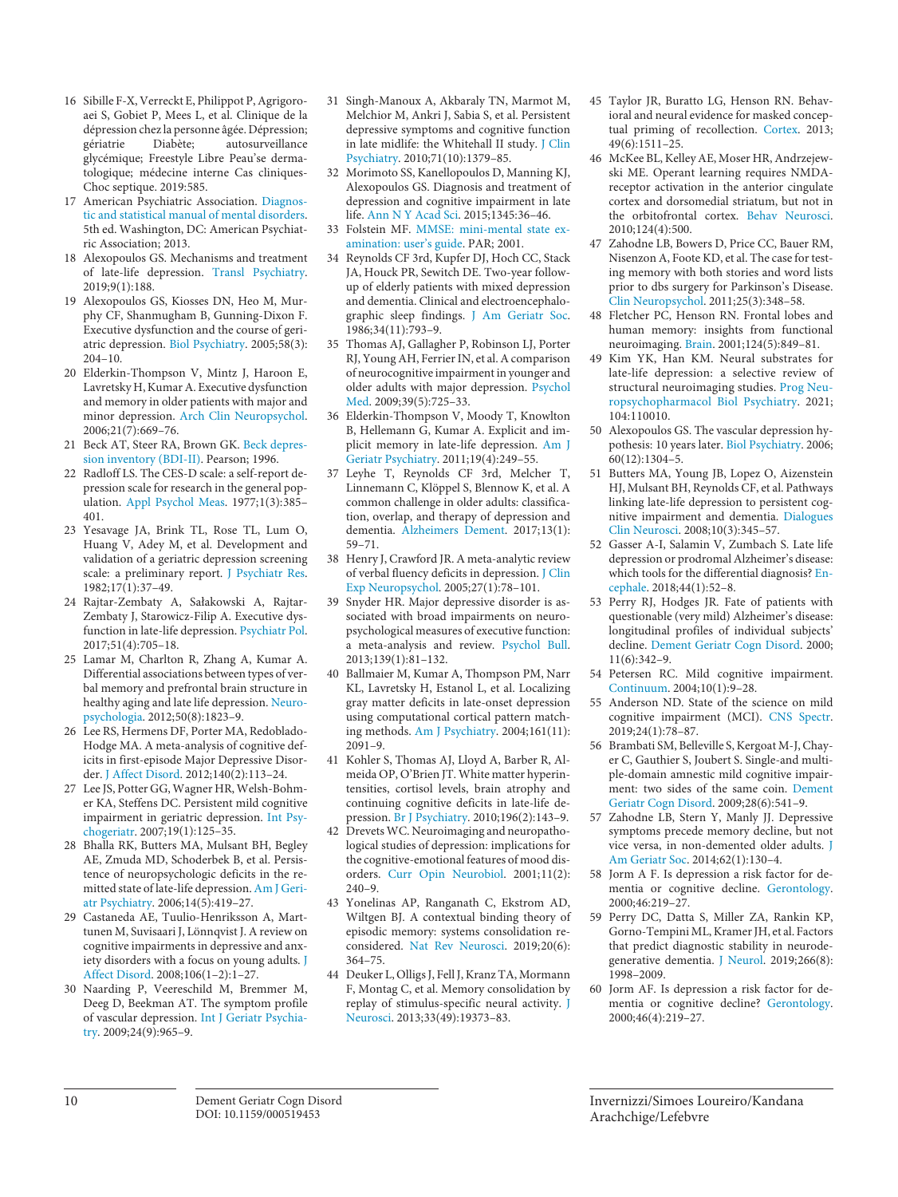16 Sibille F-X, Verreckt E, Philippot P, Agrigoroaei S, Gobiet P, Mees L, et al. Clinique de la dépression chez la personne âgée. Dépression; gériatrie Diabète; autosurveillance glycémique; Freestyle Libre Peau'se dermatologique; médecine interne Cas cliniques-Choc septique. 2019:585.

17 American Psychiatric Association. Diagnostic and statistical manual of mental disorders. 5th ed. Washington, DC: American Psychiatric Association; 2013.

18 Alexopoulos GS. Mechanisms and treatment of late-life depression. Transl Psychiatry. 2019;9(1):188.

19 Alexopoulos GS, Kiosses DN, Heo M, Murphy CF, Shanmugham B, Gunning-Dixon F. Executive dysfunction and the course of geriatric depression. Biol Psychiatry. 2005;58(3):204–10.

20 Elderkin-Thompson V, Mintz J, Haroon E, Lavretsky H, Kumar A. Executive dysfunction and memory in older patients with major and minor depression. Arch Clin Neuropsychol. 2006;21(7):669–76.

21 Beck AT, Steer RA, Brown GK. Beck depression inventory (BDI-II). Pearson; 1996.

22 Radloff LS. The CES-D scale: a self-report depression scale for research in the general population. Appl Psychol Meas. 1977;1(3):385–401.

23 Yesavage JA, Brink TL, Rose TL, Lum O, Huang V, Adey M, et al. Development and validation of a geriatric depression screening scale: a preliminary report. J Psychiatr Res. 1982;17(1):37–49.

24 Rajtar-Zembaty A, Sałakowski A, Rajtar-Zembaty J, Starowicz-Filip A. Executive dysfunction in late-life depression. Psychiatr Pol. 2017;51(4):705–18.

25 Lamar M, Charlton R, Zhang A, Kumar A. Differential associations between types of verbal memory and prefrontal brain structure in healthy aging and late life depression. Neuropsychologia. 2012;50(8):1823–9.

26 Lee RS, Hermens DF, Porter MA, Redoblado-Hodge MA. A meta-analysis of cognitive deficits in first-episode Major Depressive Disorder. J Affect Disord. 2012;140(2):113–24.

27 Lee JS, Potter GG, Wagner HR, Welsh-Bohmer KA, Steffens DC. Persistent mild cognitive impairment in geriatric depression. Int Psychogeriatr. 2007;19(1):125–35.

28 Bhalla RK, Butters MA, Mulsant BH, Begley AE, Zmuda MD, Schoderbek B, et al. Persistence of neuropsychologic deficits in the remitted state of late-life depression. Am J Geriatr Psychiatry. 2006;14(5):419–27.

29 Castaneda AE, Tuulio-Henriksson A, Marttunen M, Suvisaari J, Lönnqvist J. A review on cognitive impairments in depressive and anxiety disorders with a focus on young adults. J Affect Disord. 2008;106(1–2):1–27.

30 Naarding P, Veereschild M, Bremmer M, Deeg D, Beekman AT. The symptom profile of vascular depression. Int J Geriatr Psychiatry. 2009;24(9):965–9.

31 Singh-Manoux A, Akbaraly TN, Marmot M, Melchior M, Ankri J, Sabia S, et al. Persistent depressive symptoms and cognitive function in late midlife: the Whitehall II study. J Clin Psychiatry. 2010;71(10):1379–85.

32 Morimoto SS, Kanellopoulos D, Manning KJ, Alexopoulos GS. Diagnosis and treatment of depression and cognitive impairment in late life. Ann N Y Acad Sci. 2015;1345:36–46.

33 Folstein MF. MMSE: mini-mental state examination: user's guide. PAR; 2001.

34 Reynolds CF 3rd, Kupfer DJ, Hoch CC, Stack JA, Houck PR, Sewitch DE. Two-year follow-up of elderly patients with mixed depression and dementia. Clinical and electroencephalographic sleep findings. J Am Geriatr Soc. 1986;34(11):793–9.

35 Thomas AJ, Gallagher P, Robinson LJ, Porter RJ, Young AH, Ferrier IN, et al. A comparison of neurocognitive impairment in younger and older adults with major depression. Psychol Med. 2009;39(5):725–33.

36 Elderkin-Thompson V, Moody T, Knowlton B, Hellemann G, Kumar A. Explicit and implicit memory in late-life depression. Am J Geriatr Psychiatry. 2011;19(4):249–55.

37 Leyhe T, Reynolds CF 3rd, Melcher T, Linnemann C, Klöppel S, Blennow K, et al. A common challenge in older adults: classification, overlap, and therapy of depression and dementia. Alzheimers Dement. 2017;13(1):59–71.

38 Henry J, Crawford JR. A meta-analytic review of verbal fluency deficits in depression. J Clin Exp Neuropsychol. 2005;27(1):78–101.

39 Snyder HR. Major depressive disorder is associated with broad impairments on neuropsychological measures of executive function: a meta-analysis and review. Psychol Bull. 2013;139(1):81–132.

40 Ballmaier M, Kumar A, Thompson PM, Narr KL, Lavretsky H, Estanol L, et al. Localizing gray matter deficits in late-onset depression using computational cortical pattern matching methods. Am J Psychiatry. 2004;161(11):2091–9.

41 Kohler S, Thomas AJ, Lloyd A, Barber R, Almeida OP, O'Brien JT. White matter hyperintensities, cortisol levels, brain atrophy and continuing cognitive deficits in late-life depression. Br J Psychiatry. 2010;196(2):143–9.

42 Drevets WC. Neuroimaging and neuropathological studies of depression: implications for the cognitive-emotional features of mood disorders. Curr Opin Neurobiol. 2001;11(2):240–9.

43 Yonelinas AP, Ranganath C, Ekstrom AD, Wiltgen BJ. A contextual binding theory of episodic memory: systems consolidation reconsidered. Nat Rev Neurosci. 2019;20(6):364–75.

44 Deuker L, Olligs J, Fell J, Kranz TA, Mormann F, Montag C, et al. Memory consolidation by replay of stimulus-specific neural activity. J Neurosci. 2013;33(49):19373–83.

45 Taylor JR, Buratto LG, Henson RN. Behavioral and neural evidence for masked conceptual priming of recollection. Cortex. 2013;49(6):1511–25.

46 McKee BL, Kelley AE, Moser HR, Andrzejewski ME. Operant learning requires NMDA-receptor activation in the anterior cingulate cortex and dorsomedial striatum, but not in the orbitofrontal cortex. Behav Neurosci. 2010;124(4):500.

47 Zahodne LB, Bowers D, Price CC, Bauer RM, Nisenzon A, Foote KD, et al. The case for testing memory with both stories and word lists prior to dbs surgery for Parkinson's Disease. Clin Neuropsychol. 2011;25(3):348–58.

48 Fletcher PC, Henson RN. Frontal lobes and human memory: insights from functional neuroimaging. Brain. 2001;124(5):849–81.

49 Kim YK, Han KM. Neural substrates for late-life depression: a selective review of structural neuroimaging studies. Prog Neuropsychopharmacol Biol Psychiatry. 2021;104:110010.

50 Alexopoulos GS. The vascular depression hypothesis: 10 years later. Biol Psychiatry. 2006;60(12):1304–5.

51 Butters MA, Young JB, Lopez O, Aizenstein HJ, Mulsant BH, Reynolds CF, et al. Pathways linking late-life depression to persistent cognitive impairment and dementia. Dialogues Clin Neurosci. 2008;10(3):345–57.

52 Gasser A-I, Salamin V, Zumbach S. Late life depression or prodromal Alzheimer's disease: which tools for the differential diagnosis? Encephale. 2018;44(1):52–8.

53 Perry RJ, Hodges JR. Fate of patients with questionable (very mild) Alzheimer's disease: longitudinal profiles of individual subjects' decline. Dement Geriatr Cogn Disord. 2000;11(6):342–9.

54 Petersen RC. Mild cognitive impairment. Continuum. 2004;10(1):9–28.

55 Anderson ND. State of the science on mild cognitive impairment (MCI). CNS Spectr. 2019;24(1):78–87.

56 Brambati SM, Belleville S, Kergoat M-J, Chayer C, Gauthier S, Joubert S. Single-and multiple-domain amnestic mild cognitive impairment: two sides of the same coin. Dement Geriatr Cogn Disord. 2009;28(6):541–9.

57 Zahodne LB, Stern Y, Manly JJ. Depressive symptoms precede memory decline, but not vice versa, in non-demented older adults. J Am Geriatr Soc. 2014;62(1):130–4.

58 Jorm A F. Is depression a risk factor for dementia or cognitive decline. Gerontology. 2000;46:219–27.

59 Perry DC, Datta S, Miller ZA, Rankin KP, Gorno-Tempini ML, Kramer JH, et al. Factors that predict diagnostic stability in neurodegenerative dementia. J Neurol. 2019;266(8):1998–2009.

60 Jorm AF. Is depression a risk factor for dementia or cognitive decline? Gerontology. 2000;46(4):219–27.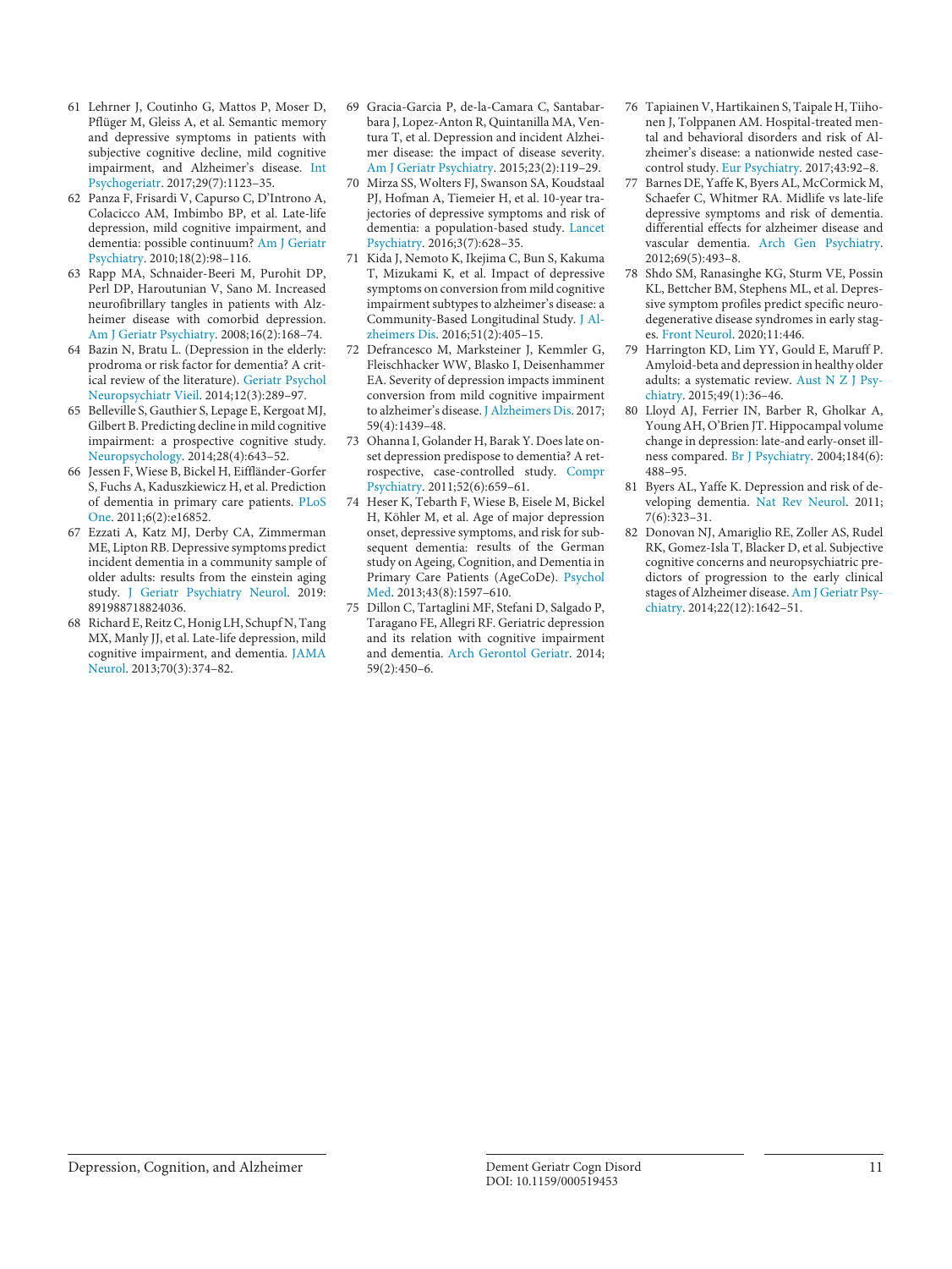61 Lehrner J, Coutinho G, Mattos P, Moser D, Pflüger M, Gleiss A, et al. Semantic memory and depressive symptoms in patients with subjective cognitive decline, mild cognitive impairment, and Alzheimer's disease. Int Psychogeriatr. 2017;29(7):1123–35.

62 Panza F, Frisardi V, Capurso C, D'Introno A, Colacicco AM, Imbimbo BP, et al. Late-life depression, mild cognitive impairment, and dementia: possible continuum? Am J Geriatr Psychiatry. 2010;18(2):98–116.

63 Rapp MA, Schnaider-Beeri M, Purohit DP, Perl DP, Haroutunian V, Sano M. Increased neurofibrillary tangles in patients with Alzheimer disease with comorbid depression. Am J Geriatr Psychiatry. 2008;16(2):168–74.

64 Bazin N, Bratu L. (Depression in the elderly: prodroma or risk factor for dementia? A critical review of the literature). Geriatr Psychol Neuropsychiatr Vieil. 2014;12(3):289–97.

65 Belleville S, Gauthier S, Lepage E, Kergoat MJ, Gilbert B. Predicting decline in mild cognitive impairment: a prospective cognitive study. Neuropsychology. 2014;28(4):643–52.

66 Jessen F, Wiese B, Bickel H, Eiffländer-Gorfer S, Fuchs A, Kaduszkiewicz H, et al. Prediction of dementia in primary care patients. PLoS One. 2011;6(2):e16852.

67 Ezzati A, Katz MJ, Derby CA, Zimmerman ME, Lipton RB. Depressive symptoms predict incident dementia in a community sample of older adults: results from the einstein aging study. J Geriatr Psychiatry Neurol. 2019: 891988718824036.

68 Richard E, Reitz C, Honig LH, Schupf N, Tang MX, Manly JJ, et al. Late-life depression, mild cognitive impairment, and dementia. JAMA Neurol. 2013;70(3):374–82.

69 Gracia-Garcia P, de-la-Camara C, Santabarbara J, Lopez-Anton R, Quintanilla MA, Ventura T, et al. Depression and incident Alzheimer disease: the impact of disease severity. Am J Geriatr Psychiatry. 2015;23(2):119–29.

70 Mirza SS, Wolters FJ, Swanson SA, Koudstaal PJ, Hofman A, Tiemeier H, et al. 10-year trajectories of depressive symptoms and risk of dementia: a population-based study. Lancet Psychiatry. 2016;3(7):628–35.

71 Kida J, Nemoto K, Ikejima C, Bun S, Kakuma T, Mizukami K, et al. Impact of depressive symptoms on conversion from mild cognitive impairment subtypes to alzheimer's disease: a Community-Based Longitudinal Study. J Alzheimers Dis. 2016;51(2):405–15.

72 Defrancesco M, Marksteiner J, Kemmler G, Fleischhacker WW, Blasko I, Deisenhammer EA. Severity of depression impacts imminent conversion from mild cognitive impairment to alzheimer's disease. J Alzheimers Dis. 2017; 59(4):1439–48.

73 Ohanna I, Golander H, Barak Y. Does late onset depression predispose to dementia? A retrospective, case-controlled study. Compr Psychiatry. 2011;52(6):659–61.

74 Heser K, Tebarth F, Wiese B, Eisele M, Bickel H, Köhler M, et al. Age of major depression onset, depressive symptoms, and risk for subsequent dementia: results of the German study on Ageing, Cognition, and Dementia in Primary Care Patients (AgeCoDe). Psychol Med. 2013;43(8):1597–610.

75 Dillon C, Tartaglini MF, Stefani D, Salgado P, Taragano FE, Allegri RF. Geriatric depression and its relation with cognitive impairment and dementia. Arch Gerontol Geriatr. 2014; 59(2):450–6.

76 Tapiainen V, Hartikainen S, Taipale H, Tiihonen J, Tolppanen AM. Hospital-treated mental and behavioral disorders and risk of Alzheimer's disease: a nationwide nested case-control study. Eur Psychiatry. 2017;43:92–8.

77 Barnes DE, Yaffe K, Byers AL, McCormick M, Schaefer C, Whitmer RA. Midlife vs late-life depressive symptoms and risk of dementia. differential effects for alzheimer disease and vascular dementia. Arch Gen Psychiatry. 2012;69(5):493–8.

78 Shdo SM, Ranasinghe KG, Sturm VE, Possin KL, Bettcher BM, Stephens ML, et al. Depressive symptom profiles predict specific neurodegenerative disease syndromes in early stages. Front Neurol. 2020;11:446.

79 Harrington KD, Lim YY, Gould E, Maruff P. Amyloid-beta and depression in healthy older adults: a systematic review. Aust N Z J Psychiatry. 2015;49(1):36–46.

80 Lloyd AJ, Ferrier IN, Barber R, Gholkar A, Young AH, O'Brien JT. Hippocampal volume change in depression: late-and early-onset illness compared. Br J Psychiatry. 2004;184(6): 488–95.

81 Byers AL, Yaffe K. Depression and risk of developing dementia. Nat Rev Neurol. 2011; 7(6):323–31.

82 Donovan NJ, Amariglio RE, Zoller AS, Rudel RK, Gomez-Isla T, Blacker D, et al. Subjective cognitive concerns and neuropsychiatric predictors of progression to the early clinical stages of Alzheimer disease. Am J Geriatr Psychiatry. 2014;22(12):1642–51.